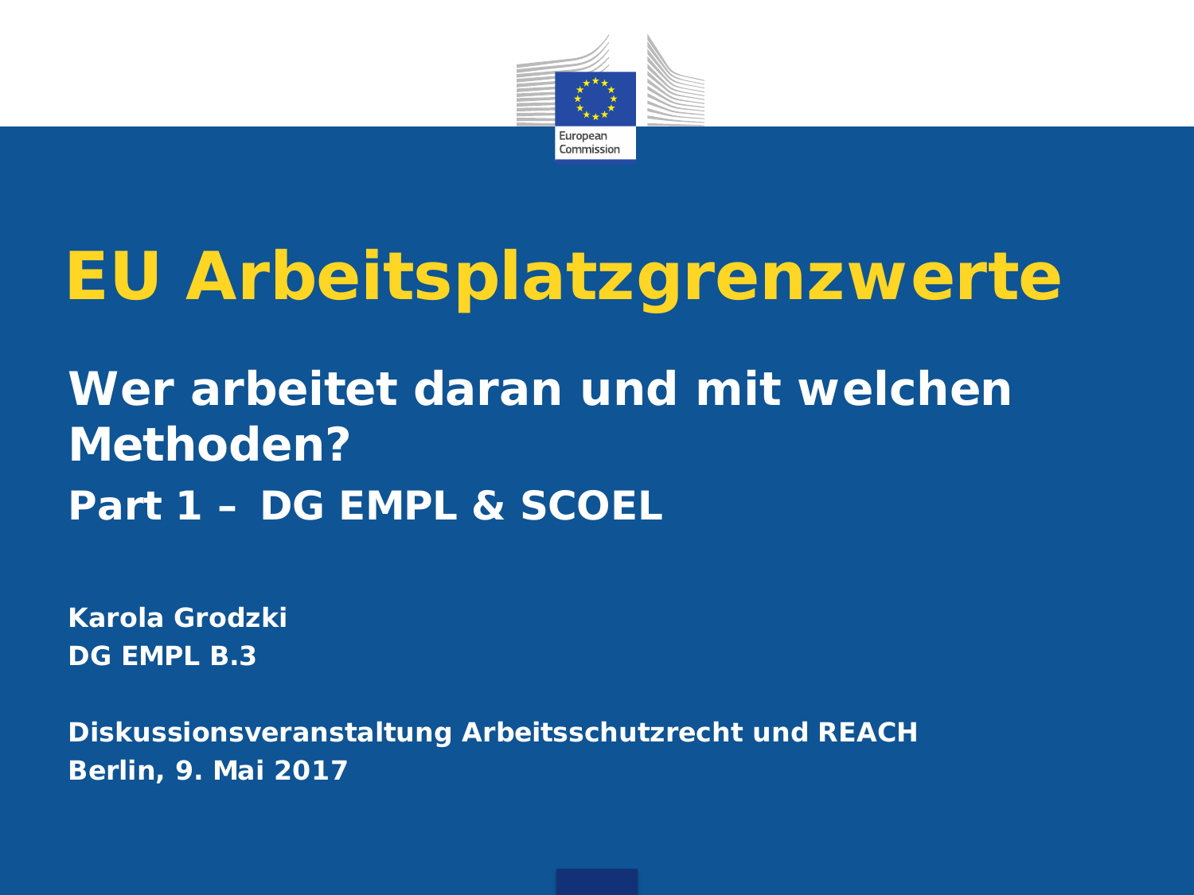# EU Arbeitsplatzgrenzwerte

## Wer arbeitet daran und mit welchen Methoden?

### Part 1 – DG EMPL & SCOEL

**Karola Grodzki**
**DG EMPL B.3**

**Diskussionsveranstaltung Arbeitsschutzrecht und REACH**
**Berlin, 9. Mai 2017**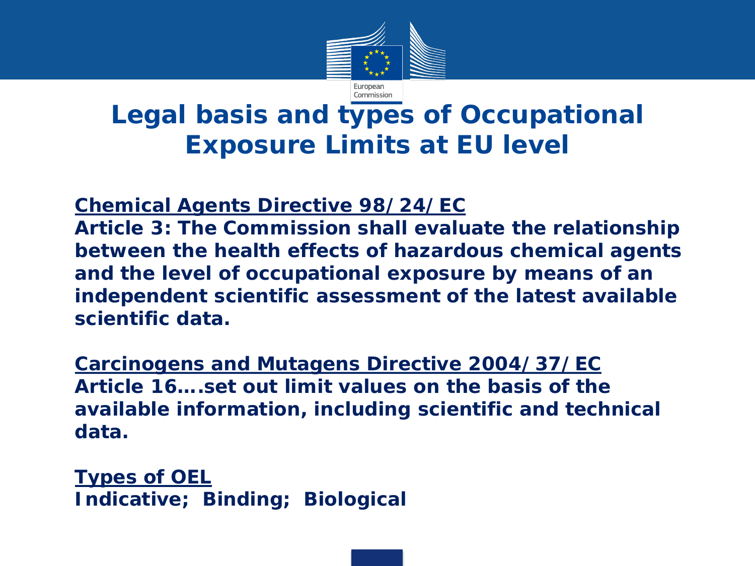# Legal basis and types of Occupational Exposure Limits at EU level

**Chemical Agents Directive 98/24/EC**

**Article 3: The Commission shall evaluate the relationship between the health effects of hazardous chemical agents and the level of occupational exposure by means of an independent scientific assessment of the latest available scientific data.**

**Carcinogens and Mutagens Directive 2004/37/EC**

**Article 16….set out limit values on the basis of the available information, including scientific and technical data.**

**Types of OEL**

**Indicative; Binding; Biological**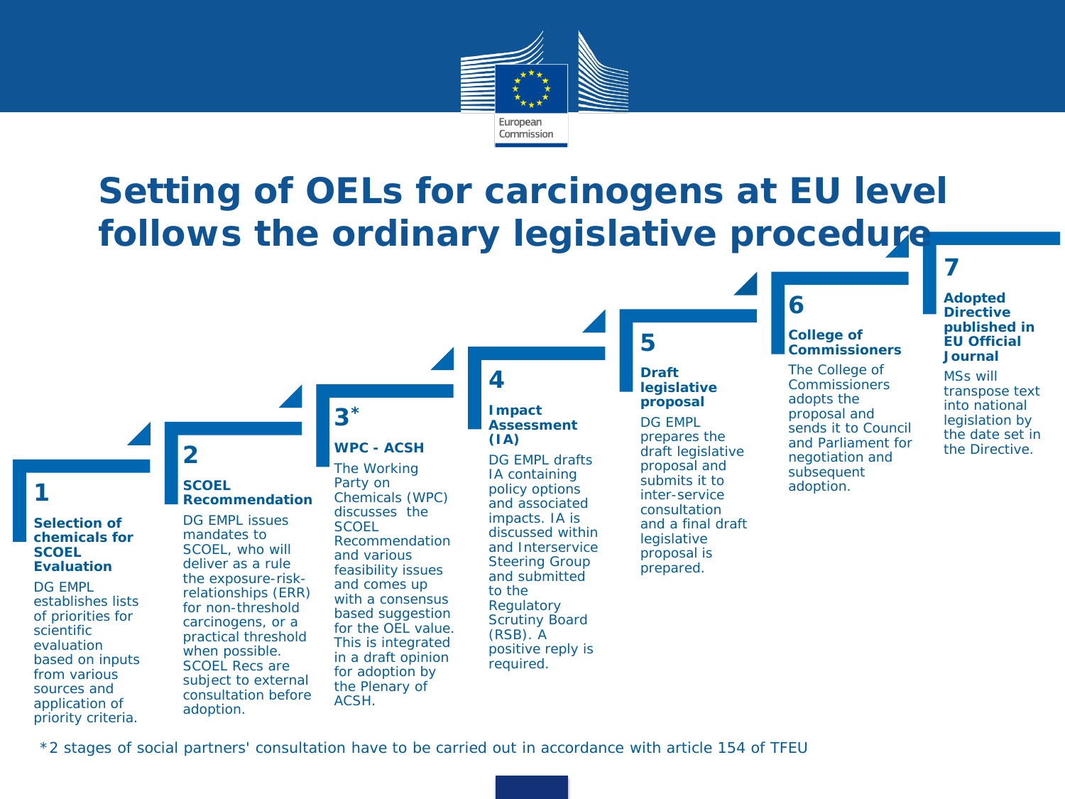# Setting of OELs for carcinogens at EU level follows the ordinary legislative procedure

## 1

**Selection of chemicals for SCOEL Evaluation**

DG EMPL establishes lists of priorities for scientific evaluation based on inputs from various sources and application of priority criteria.

## 2

**SCOEL Recommendation**

DG EMPL issues mandates to SCOEL, who will deliver as a rule the exposure-risk-relationships (ERR) for non-threshold carcinogens, or a practical threshold when possible. SCOEL Recs are subject to external consultation before adoption.

## 3*

**WPC - ACSH**

The Working Party on Chemicals (WPC) discusses the SCOEL Recommendation and various feasibility issues and comes up with a consensus based suggestion for the OEL value. This is integrated in a draft opinion for adoption by the Plenary of ACSH.

## 4

**Impact Assessment (IA)**

DG EMPL drafts IA containing policy options and associated impacts. IA is discussed within and Interservice Steering Group and submitted to the Regulatory Scrutiny Board (RSB). A positive reply is required.

## 5

**Draft legislative proposal**

DG EMPL prepares the draft legislative proposal and submits it to inter-service consultation and a final draft legislative proposal is prepared.

## 6

**College of Commissioners**

The College of Commissioners adopts the proposal and sends it to Council and Parliament for negotiation and subsequent adoption.

## 7

**Adopted Directive published in EU Official Journal**

MSs will transpose text into national legislation by the date set in the Directive.

*2 stages of social partners' consultation have to be carried out in accordance with article 154 of TFEU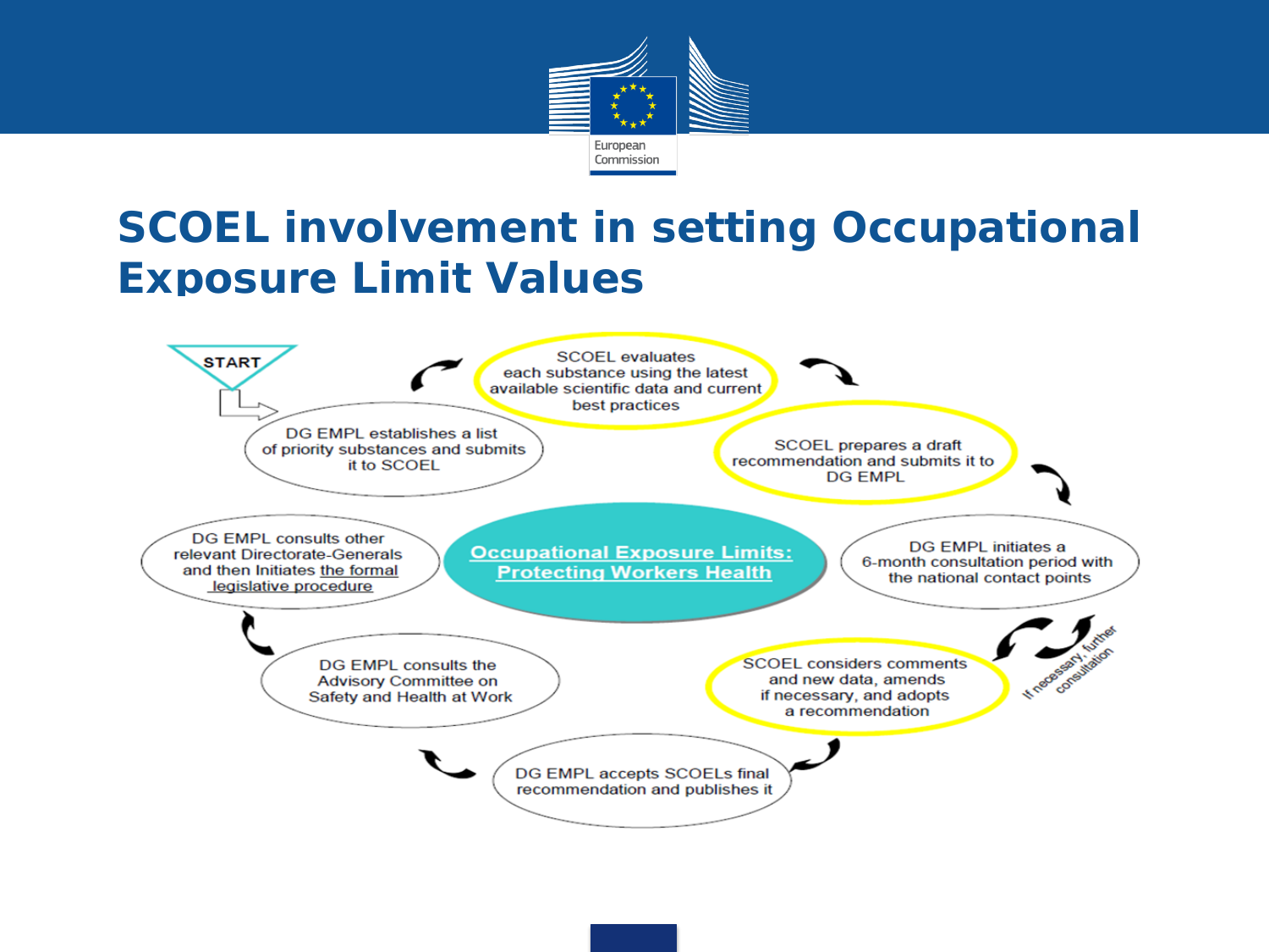# SCOEL involvement in setting Occupational Exposure Limit Values

START

1. DG EMPL establishes a list of priority substances and submits it to SCOEL
2. SCOEL evaluates each substance using the latest available scientific data and current best practices
3. SCOEL prepares a draft recommendation and submits it to DG EMPL
4. DG EMPL initiates a 6-month consultation period with the national contact points
5. SCOEL considers comments and new data, amends if necessary, and adopts a recommendation (If necessary, further consultation)
6. DG EMPL accepts SCOELs final recommendation and publishes it
7. DG EMPL consults the Advisory Committee on Safety and Health at Work
8. DG EMPL consults other relevant Directorate-Generals and then Initiates the formal legislative procedure

**Occupational Exposure Limits: Protecting Workers Health**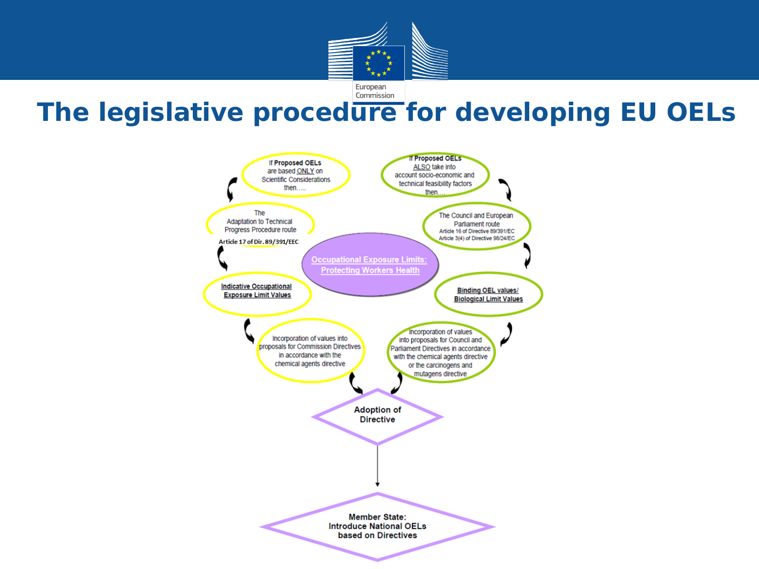# The legislative procedure for developing EU OELs

If **Proposed OELs** are based ONLY on Scientific Considerations then…..

The Adaptation to Technical Progress Procedure route

Article 17 of Dir. 89/391/EEC

**Indicative Occupational Exposure Limit Values**

Incorporation of values into proposals for Commission Directives in accordance with the chemical agents directive

If **Proposed OELs** ALSO take into account socio-economic and technical feasibility factors then….

The Council and European Parliament route

Article 16 of Directive 89/391/EC

Article 3(4) of Directive 98/24/EC

**Binding OEL values/ Biological Limit Values**

Incorporation of values into proposals for Council and Parliament Directives in accordance with the chemical agents directive or the carcinogens and mutagens directive

**Occupational Exposure Limits: Protecting Workers Health**

**Adoption of Directive**

**Member State: Introduce National OELs based on Directives**